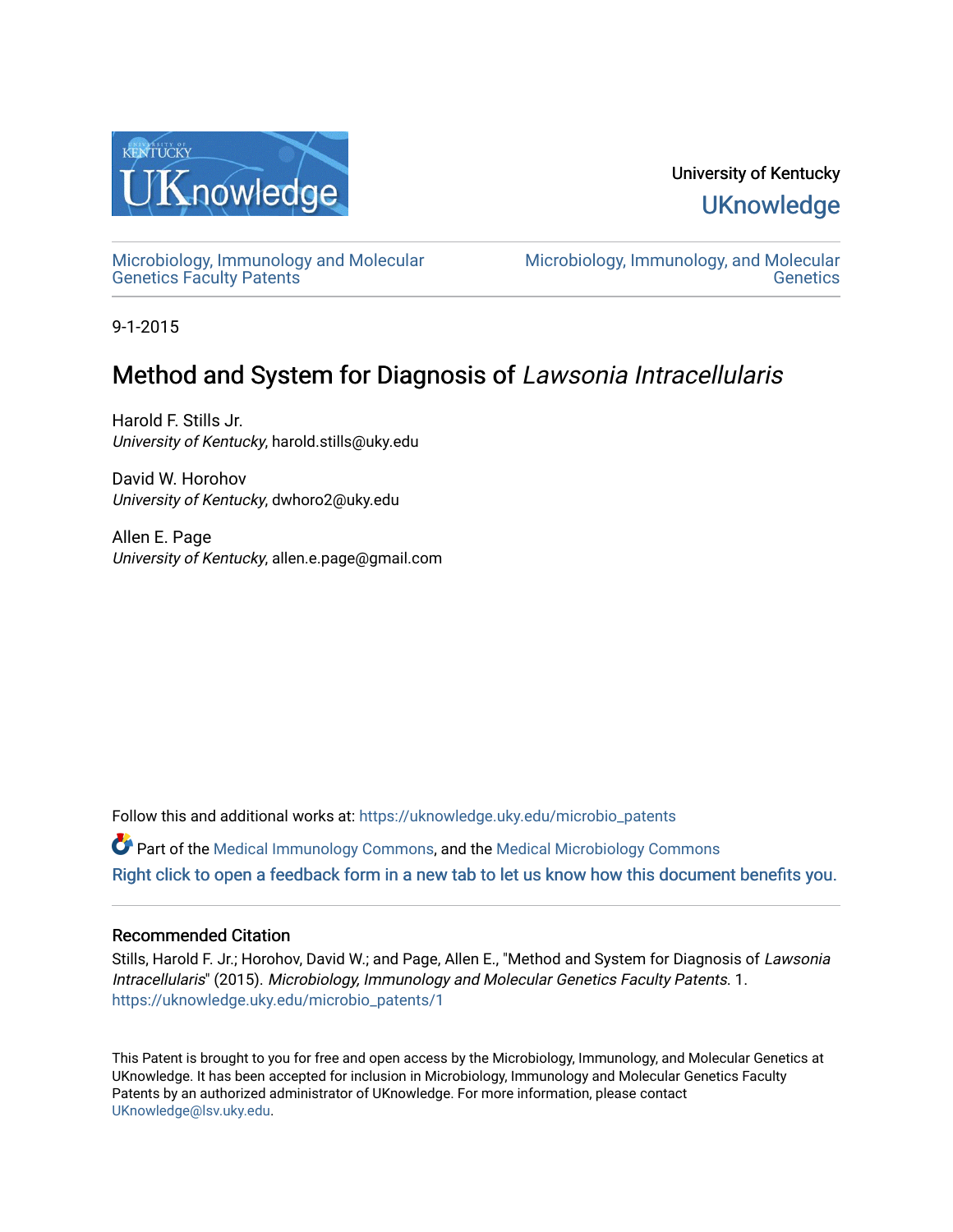University of Kentucky

UKnowledge

Microbiology, Immunology and Molecular Genetics Faculty Patents

Microbiology, Immunology, and Molecular Genetics

9-1-2015

# Method and System for Diagnosis of *Lawsonia Intracellularis*

Harold F. Stills Jr.
*University of Kentucky*, harold.stills@uky.edu

David W. Horohov
*University of Kentucky*, dwhoro2@uky.edu

Allen E. Page
*University of Kentucky*, allen.e.page@gmail.com

Follow this and additional works at: https://uknowledge.uky.edu/microbio_patents

Part of the Medical Immunology Commons, and the Medical Microbiology Commons

Right click to open a feedback form in a new tab to let us know how this document benefits you.

## Recommended Citation

Stills, Harold F. Jr.; Horohov, David W.; and Page, Allen E., "Method and System for Diagnosis of *Lawsonia Intracellularis*" (2015). *Microbiology, Immunology and Molecular Genetics Faculty Patents*. 1.
https://uknowledge.uky.edu/microbio_patents/1

This Patent is brought to you for free and open access by the Microbiology, Immunology, and Molecular Genetics at UKnowledge. It has been accepted for inclusion in Microbiology, Immunology and Molecular Genetics Faculty Patents by an authorized administrator of UKnowledge. For more information, please contact UKnowledge@lsv.uky.edu.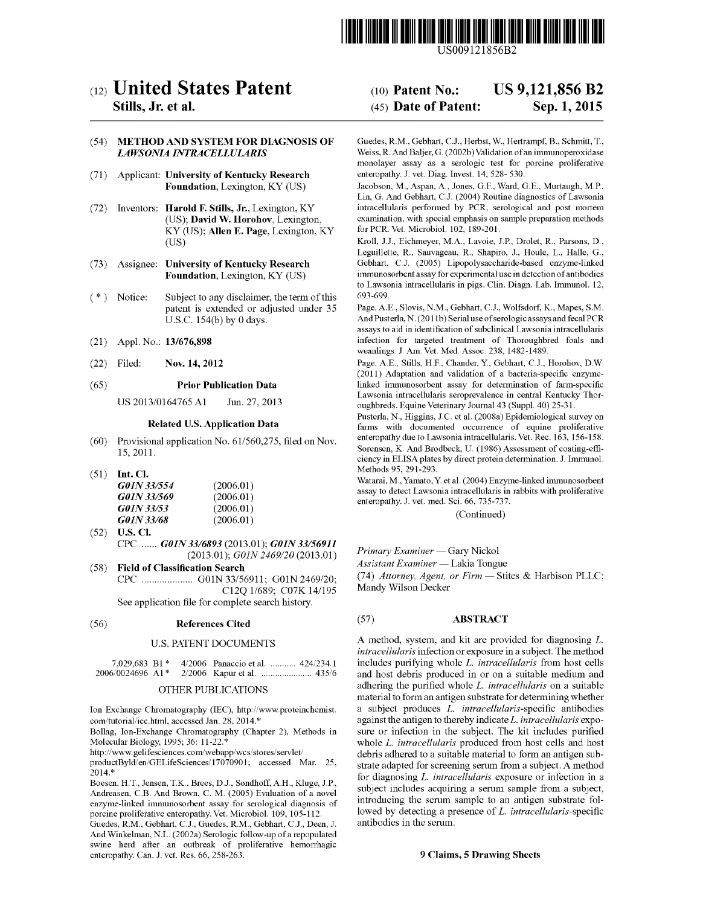US009121856B2

# (12) United States Patent
**Stills, Jr. et al.**

(10) **Patent No.: US 9,121,856 B2**

(45) **Date of Patent: Sep. 1, 2015**

(54) **METHOD AND SYSTEM FOR DIAGNOSIS OF *LAWSONIA INTRACELLULARIS***

(71) Applicant: **University of Kentucky Research Foundation**, Lexington, KY (US)

(72) Inventors: **Harold F. Stills, Jr.**, Lexington, KY (US); **David W. Horohov**, Lexington, KY (US); **Allen E. Page**, Lexington, KY (US)

(73) Assignee: **University of Kentucky Research Foundation**, Lexington, KY (US)

(*) Notice: Subject to any disclaimer, the term of this patent is extended or adjusted under 35 U.S.C. 154(b) by 0 days.

(21) Appl. No.: **13/676,898**

(22) Filed: **Nov. 14, 2012**

(65) **Prior Publication Data**

US 2013/0164765 A1 Jun. 27, 2013

**Related U.S. Application Data**

(60) Provisional application No. 61/560,275, filed on Nov. 15, 2011.

(51) **Int. Cl.**

| | |
|---|---|
| ***G01N 33/554*** | (2006.01) |
| ***G01N 33/569*** | (2006.01) |
| ***G01N 33/53*** | (2006.01) |
| ***G01N 33/68*** | (2006.01) |

(52) **U.S. Cl.**

CPC ...... ***G01N 33/6893*** (2013.01); ***G01N 33/56911*** (2013.01); *G01N 2469/20* (2013.01)

(58) **Field of Classification Search**

CPC .................... G01N 33/56911; G01N 2469/20; C12Q 1/689; C07K 14/195

See application file for complete search history.

(56) **References Cited**

U.S. PATENT DOCUMENTS

7,029,683 B1 * 4/2006 Panaccio et al. ........... 424/234.1
2006/0024696 A1 * 2/2006 Kapur et al. ...................... 435/6

OTHER PUBLICATIONS

Ion Exchange Chromatography (IEC), http://www.proteinchemist.com/tutorial/iec.html, accessed Jan. 28, 2014.*

Bollag, Ion-Exchange Chromatography (Chapter 2), Methods in Molecular Biology, 1995; 36: 11-22.*

http://www.gelifesciences.com/webapp/wcs/stores/servlet/productById/en/GELifeSciences/17070901; accessed Mar. 25, 2014.*

Boesen, H.T., Jensen, T.K., Brees, D.J., Sondhoff, A.H., Kluge, J.P., Andreasen, C.B. And Brown, C. M. (2005) Evaluation of a novel enzyme-linked immunosorbent assay for serological diagnosis of porcine proliferative enteropathy. Vet. Microbiol. 109, 105-112.

Guedes, R.M., Gebhart, C.J., Guedes, R.M., Gebhart, C.J., Deen, J. And Winkelman, N.L. (2002a) Serologic follow-up of a repopulated swine herd after an outbreak of proliferative hemorrhagic enteropathy. Can. J. vet. Res. 66, 258-263.

Guedes, R.M., Gebhart, C.J., Herbst, W., Hertrampf, B., Schmitt, T., Weiss, R. And Baljer, G. (2002b) Validation of an immunoperoxidase monolayer assay as a serologic test for porcine proliferative enteropathy. J. vet. Diag. Invest. 14, 528- 530.

Jacobson, M., Aspan, A., Jones, G.F., Ward, G.E., Murtaugh, M.P., Lin, G. And Gebhart, C.J. (2004) Routine diagnostics of Lawsonia intracellularis performed by PCR, serological and post mortem examination, with special emphasis on sample preparation methods for PCR. Vet. Microbiol. 102, 189-201.

Kroll, J.J., Eichmeyer, M.A., Lavoie, J.P., Drolet, R., Parsons, D., Leguillette, R., Sauvageau, R., Shapiro, J., Houle, L., Halle, G., Gebhart, C.J. (2005) Lipopolysaccharide-based enzyme-linked immunosorbent assay for experimental use in detection of antibodies to Lawsonia intracellularis in pigs. Clin. Diagn. Lab. Immunol. 12, 693-699.

Page, A.E., Slovis, N.M., Gebhart, C.J., Wolfsdorf, K., Mapes, S.M. And Pusterla, N. (2011b) Serial use of serologic assays and fecal PCR assays to aid in identification of subclinical Lawsonia intracellularis infection for targeted treatment of Thoroughbred foals and weanlings. J. Am. Vet. Med. Assoc. 238, 1482-1489.

Page, A.E., Stills, H.F., Chander, Y., Gebhart, C.J., Horohov, D.W. (2011) Adaptation and validation of a bacteria-specific enzyme-linked immunosorbent assay for determination of farm-specific Lawsonia intracellularis seroprevalence in central Kentucky Thoroughbreds. Equine Veterinary Journal 43 (Suppl. 40) 25-31.

Pusterla, N., Higgins, J.C. et al. (2008a) Epidemiological survey on farms with documented occurrence of equine proliferative enteropathy due to Lawsonia intracellularis. Vet. Rec. 163, 156-158.

Sorensen, K. And Brodbeck, U. (1986) Assessment of coating-efficiency in ELISA plates by direct protein determination. J. Immunol. Methods 95, 291-293.

Watarai, M., Yamato, Y. et al. (2004) Enzyme-linked immunosorbent assay to detect Lawsonia intracellularis in rabbits with proliferative enteropathy. J. vet. med. Sci. 66, 735-737.

(Continued)

*Primary Examiner* — Gary Nickol

*Assistant Examiner* — Lakia Tongue

(74) *Attorney, Agent, or Firm* — Stites & Harbison PLLC; Mandy Wilson Decker

(57) **ABSTRACT**

A method, system, and kit are provided for diagnosing *L. intracellularis* infection or exposure in a subject. The method includes purifying whole *L. intracellularis* from host cells and host debris produced in or on a suitable medium and adhering the purified whole *L. intracellularis* on a suitable material to form an antigen substrate for determining whether a subject produces *L. intracellularis*-specific antibodies against the antigen to thereby indicate *L. intracellularis* exposure or infection in the subject. The kit includes purified whole *L. intracellularis* produced from host cells and host debris adhered to a suitable material to form an antigen substrate adapted for screening serum from a subject. A method for diagnosing *L. intracellularis* exposure or infection in a subject includes acquiring a serum sample from a subject, introducing the serum sample to an antigen substrate followed by detecting a presence of *L. intracellularis*-specific antibodies in the serum.

**9 Claims, 5 Drawing Sheets**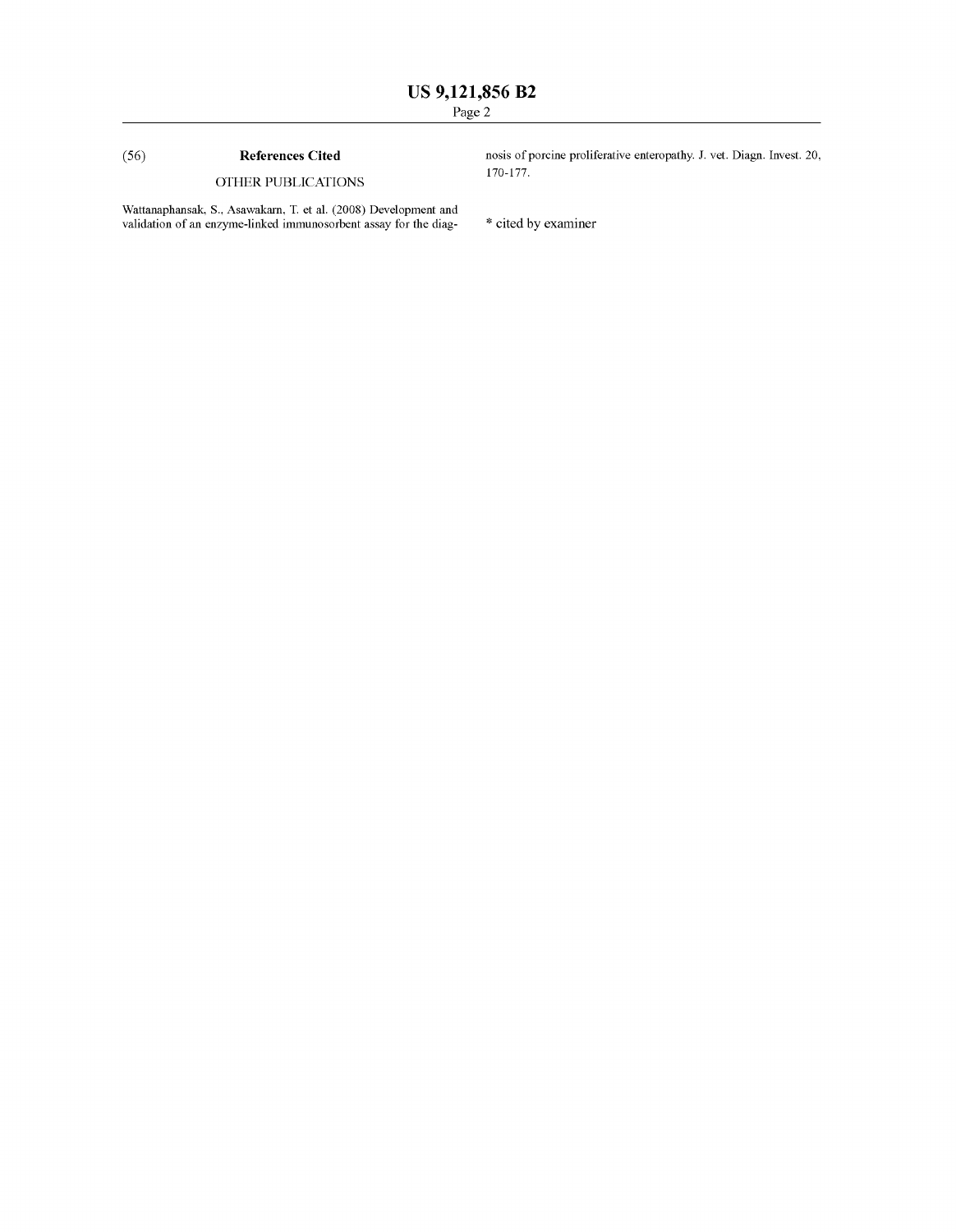(56) **References Cited**

OTHER PUBLICATIONS

Wattanaphansak, S., Asawakarn, T. et al. (2008) Development and validation of an enzyme-linked immunosorbent assay for the diagnosis of porcine proliferative enteropathy. J. vet. Diagn. Invest. 20, 170-177.

* cited by examiner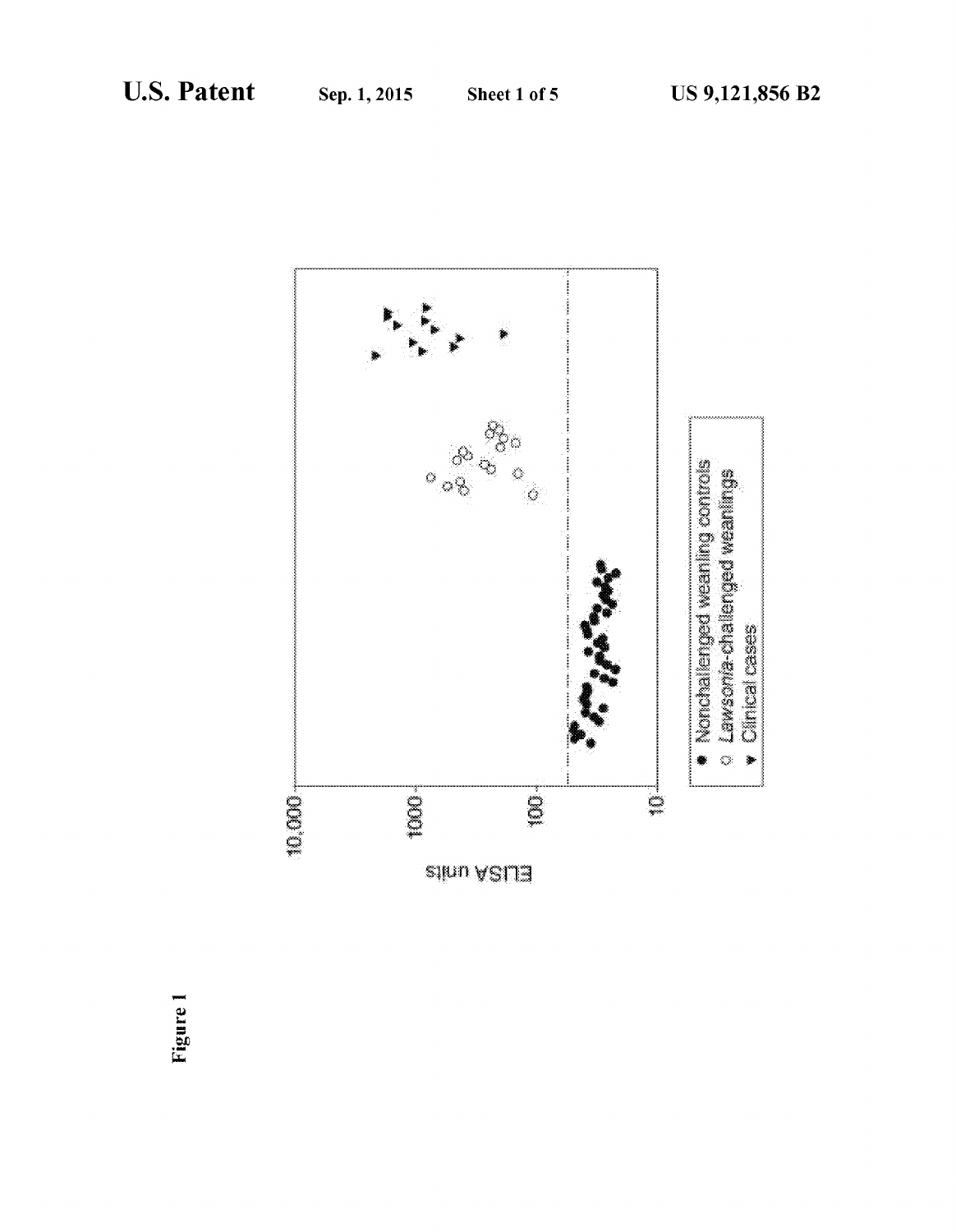Figure 1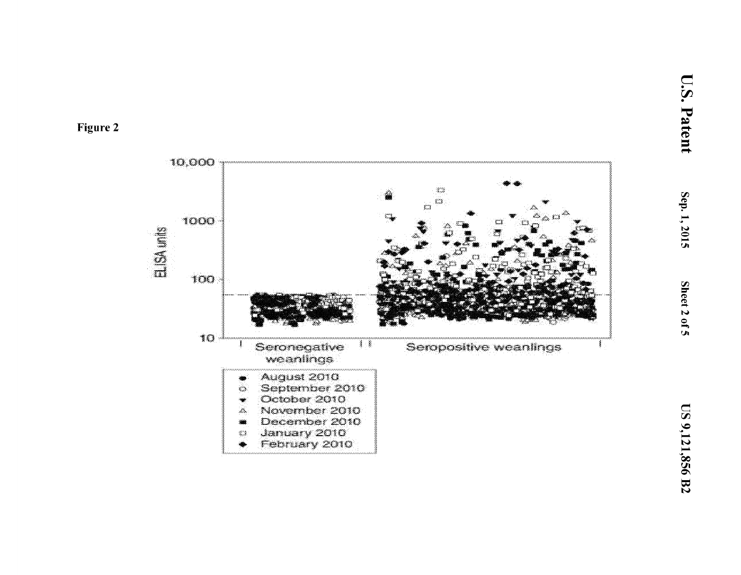Figure 2

ELISA units

10,000

1000

100

10

Seronegative weanlings

Seropositive weanlings

- August 2010
- September 2010
- October 2010
- November 2010
- December 2010
- January 2010
- February 2010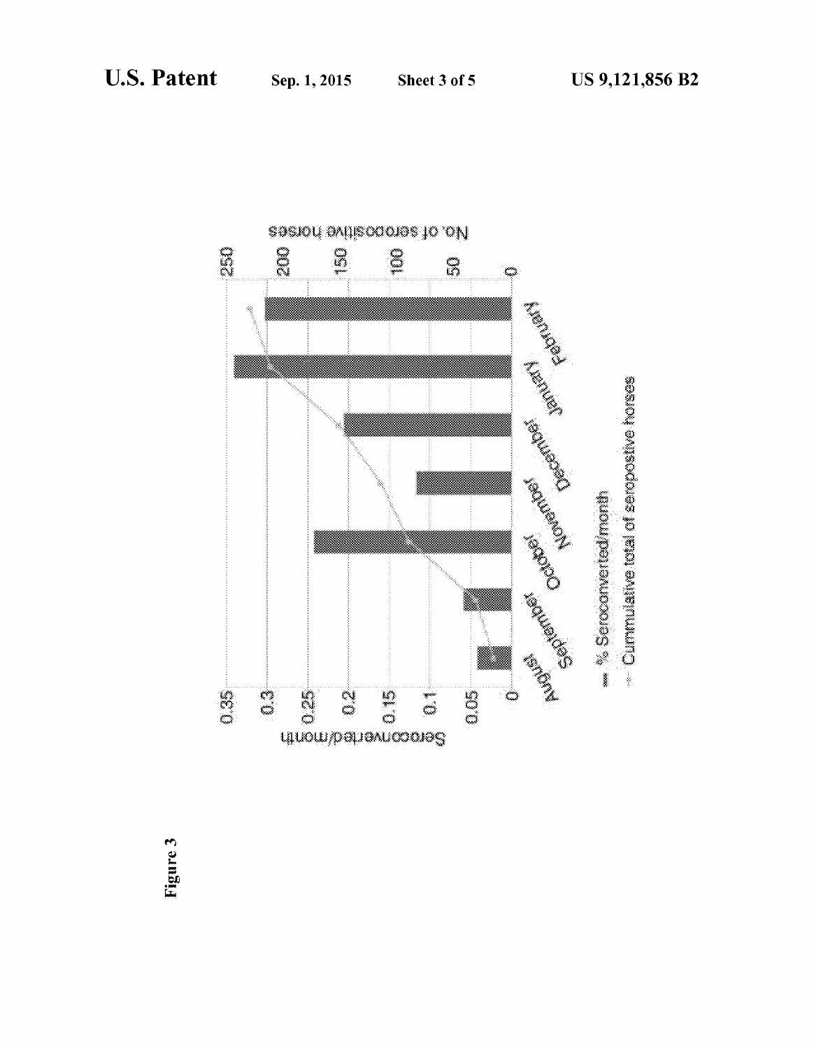Figure 3

Seroconverted/month

No. of seropositive horses

0.35, 0.3, 0.25, 0.2, 0.15, 0.1, 0.05, 0

250, 200, 150, 100, 50, 0

August, September, October, November, December, January, February

% Seroconverted/month

Cummulative total of seropostive horses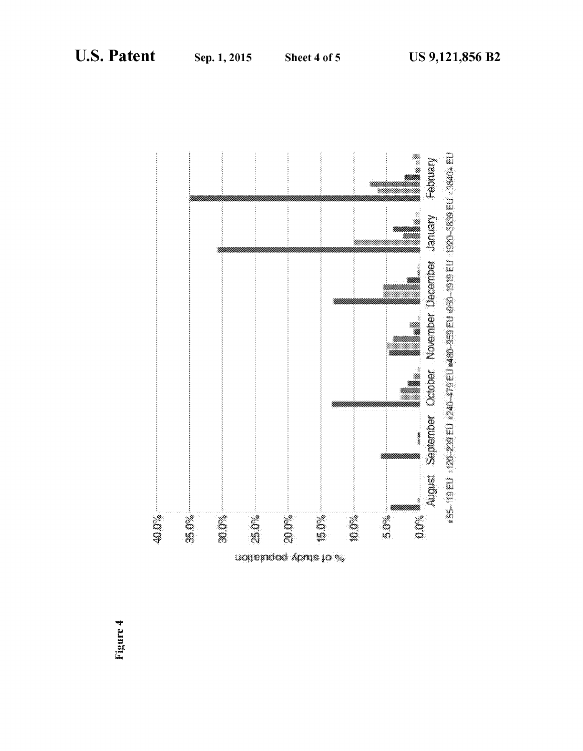Figure 4

% of study population

40.0%
35.0%
30.0%
25.0%
20.0%
15.0%
10.0%
5.0%
0.0%

August September October November December January February

▪55-119 EU ▪120-239 EU ▪240-479 EU ▪480-959 EU ▪960-1919 EU ▪1920-3839 EU ▪3840+ EU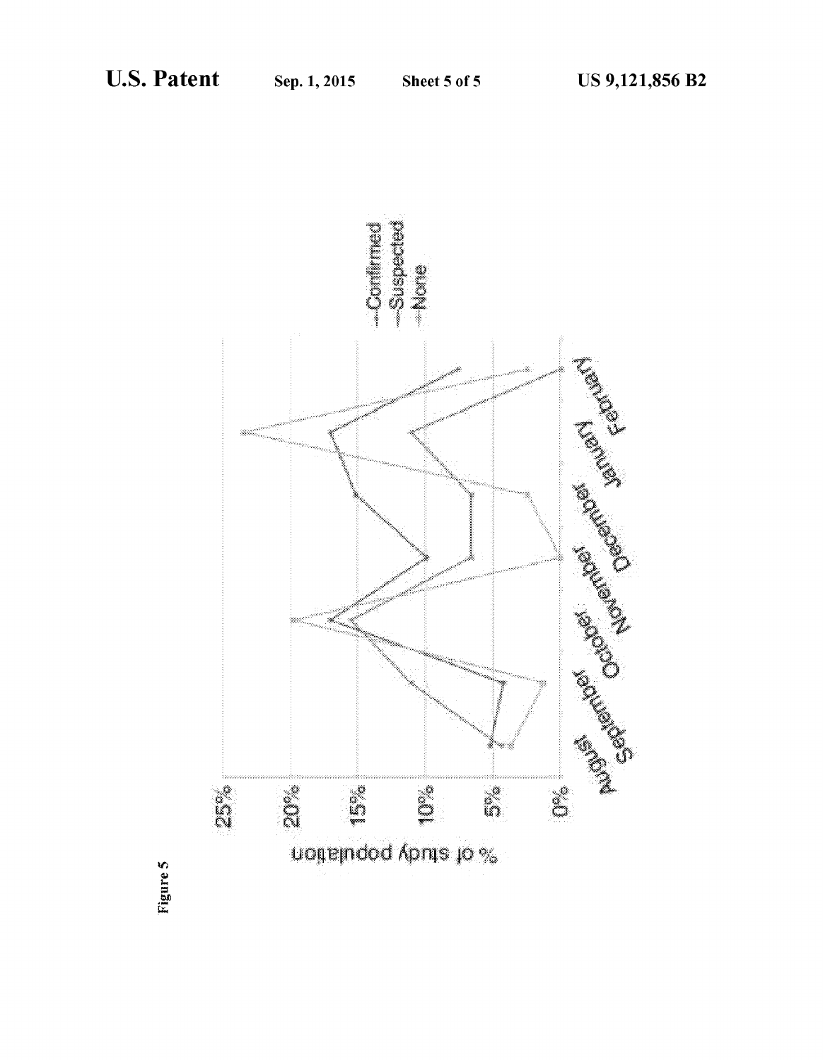Figure 5

% of study population

25%
20%
15%
10%
5%
0%

August
September
October
November
December
January
February

—Confirmed
—Suspected
—None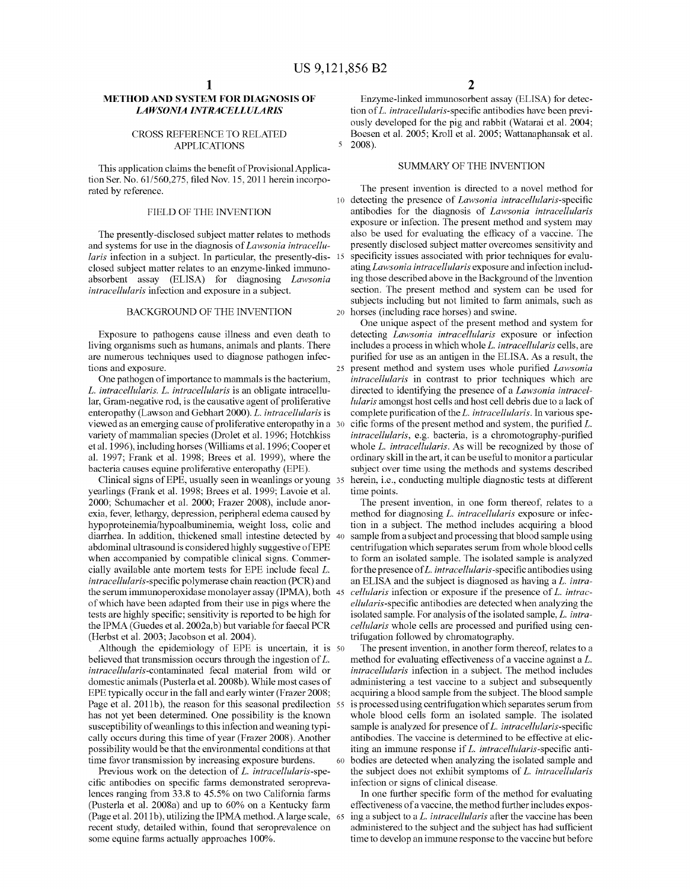## METHOD AND SYSTEM FOR DIAGNOSIS OF *LAWSONIA INTRACELLULARIS*

### CROSS REFERENCE TO RELATED APPLICATIONS

This application claims the benefit of Provisional Application Ser. No. 61/560,275, filed Nov. 15, 2011 herein incorporated by reference.

### FIELD OF THE INVENTION

The presently-disclosed subject matter relates to methods and systems for use in the diagnosis of *Lawsonia intracellularis* infection in a subject. In particular, the presently-disclosed subject matter relates to an enzyme-linked immunoabsorbent assay (ELISA) for diagnosing *Lawsonia intracellularis* infection and exposure in a subject.

### BACKGROUND OF THE INVENTION

Exposure to pathogens cause illness and even death to living organisms such as humans, animals and plants. There are numerous techniques used to diagnose pathogen infections and exposure.

One pathogen of importance to mammals is the bacterium, *L. intracellularis*. *L. intracellularis* is an obligate intracellular, Gram-negative rod, is the causative agent of proliferative enteropathy (Lawson and Gebhart 2000). *L. intracellularis* is viewed as an emerging cause of proliferative enteropathy in a variety of mammalian species (Drolet et al. 1996; Hotchkiss et al. 1996), including horses (Williams et al. 1996; Cooper et al. 1997; Frank et al. 1998; Brees et al. 1999), where the bacteria causes equine proliferative enteropathy (EPE).

Clinical signs of EPE, usually seen in weanlings or young yearlings (Frank et al. 1998; Brees et al. 1999; Lavoie et al. 2000; Schumacher et al. 2000; Frazer 2008), include anorexia, fever, lethargy, depression, peripheral edema caused by hypoproteinemia/hypoalbuminemia, weight loss, colic and diarrhea. In addition, thickened small intestine detected by abdominal ultrasound is considered highly suggestive of EPE when accompanied by compatible clinical signs. Commercially available ante mortem tests for EPE include fecal *L. intracellularis*-specific polymerase chain reaction (PCR) and the serum immunoperoxidase monolayer assay (IPMA), both of which have been adapted from their use in pigs where the tests are highly specific; sensitivity is reported to be high for the IPMA (Guedes et al. 2002a,b) but variable for faecal PCR (Herbst et al. 2003; Jacobson et al. 2004).

Although the epidemiology of EPE is uncertain, it is believed that transmission occurs through the ingestion of *L. intracellularis*-contaminated fecal material from wild or domestic animals (Pusterla et al. 2008b). While most cases of EPE typically occur in the fall and early winter (Frazer 2008; Page et al. 2011b), the reason for this seasonal predilection has not yet been determined. One possibility is the known susceptibility of weanlings to this infection and weaning typically occurs during this time of year (Frazer 2008). Another possibility would be that the environmental conditions at that time favor transmission by increasing exposure burdens.

Previous work on the detection of *L. intracellularis*-specific antibodies on specific farms demonstrated seroprevalences ranging from 33.8 to 45.5% on two California farms (Pusterla et al. 2008a) and up to 60% on a Kentucky farm (Page et al. 2011b), utilizing the IPMA method. A large scale, recent study, detailed within, found that seroprevalence on some equine farms actually approaches 100%.

Enzyme-linked immunosorbent assay (ELISA) for detection of *L. intracellularis*-specific antibodies have been previously developed for the pig and rabbit (Watarai et al. 2004; Boesen et al. 2005; Kroll et al. 2005; Wattanaphansak et al. 2008).

### SUMMARY OF THE INVENTION

The present invention is directed to a novel method for detecting the presence of *Lawsonia intracellularis*-specific antibodies for the diagnosis of *Lawsonia intracellularis* exposure or infection. The present method and system may also be used for evaluating the efficacy of a vaccine. The presently disclosed subject matter overcomes sensitivity and specificity issues associated with prior techniques for evaluating *Lawsonia intracellularis* exposure and infection including those described above in the Background of the Invention section. The present method and system can be used for subjects including but not limited to farm animals, such as horses (including race horses) and swine.

One unique aspect of the present method and system for detecting *Lawsonia intracellularis* exposure or infection includes a process in which whole *L. intracellularis* cells, are purified for use as an antigen in the ELISA. As a result, the present method and system uses whole purified *Lawsonia intracellularis* in contrast to prior techniques which are directed to identifying the presence of a *Lawsonia intracellularis* amongst host cells and host cell debris due to a lack of complete purification of the *L. intracellularis*. In various specific forms of the present method and system, the purified *L. intracellularis*, e.g. bacteria, is a chromotography-purified whole *L. intracellularis*. As will be recognized by those of ordinary skill in the art, it can be useful to monitor a particular subject over time using the methods and systems described herein, i.e., conducting multiple diagnostic tests at different time points.

The present invention, in one form thereof, relates to a method for diagnosing *L. intracellularis* exposure or infection in a subject. The method includes acquiring a blood sample from a subject and processing that blood sample using centrifugation which separates serum from whole blood cells to form an isolated sample. The isolated sample is analyzed for the presence of *L. intracellularis*-specific antibodies using an ELISA and the subject is diagnosed as having a *L. intracellularis* infection or exposure if the presence of *L. intracellularis*-specific antibodies are detected when analyzing the isolated sample. For analysis of the isolated sample, *L. intracellularis* whole cells are processed and purified using centrifugation followed by chromatography.

The present invention, in another form thereof, relates to a method for evaluating effectiveness of a vaccine against a *L. intracellularis* infection in a subject. The method includes administering a test vaccine to a subject and subsequently acquiring a blood sample from the subject. The blood sample is processed using centrifugation which separates serum from whole blood cells form an isolated sample. The isolated sample is analyzed for presence of *L. intracellularis*-specific antibodies. The vaccine is determined to be effective at eliciting an immune response if *L. intracellularis*-specific antibodies are detected when analyzing the isolated sample and the subject does not exhibit symptoms of *L. intracellularis* infection or signs of clinical disease.

In one further specific form of the method for evaluating effectiveness of a vaccine, the method further includes exposing a subject to a *L. intracellularis* after the vaccine has been administered to the subject and the subject has had sufficient time to develop an immune response to the vaccine but before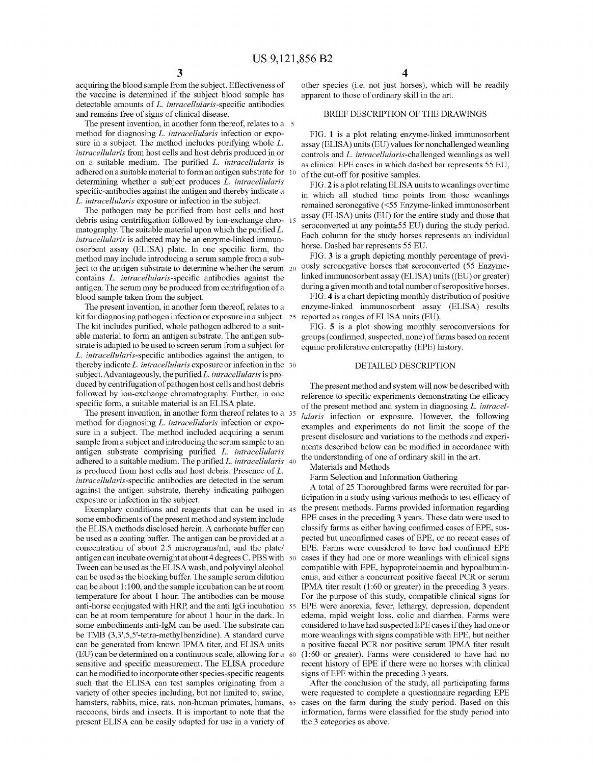acquiring the blood sample from the subject. Effectiveness of the vaccine is determined if the subject blood sample has detectable amounts of *L. intracellularis*-specific antibodies and remains free of signs of clinical disease.

The present invention, in another form thereof, relates to a method for diagnosing *L. intracellularis* infection or exposure in a subject. The method includes purifying whole *L. intracellularis* from host cells and host debris produced in or on a suitable medium. The purified *L. intracellularis* is adhered on a suitable material to form an antigen substrate for determining whether a subject produces *L. intracellularis* specific-antibodies against the antigen and thereby indicate a *L. intracellularis* exposure or infection in the subject.

The pathogen may be purified from host cells and host debris using centrifugation followed by ion-exchange chromatography. The suitable material upon which the purified *L. intracellularis* is adhered may be an enzyme-linked immunosorbent assay (ELISA) plate. In one specific form, the method may include introducing a serum sample from a subject to the antigen substrate to determine whether the serum contains *L. intracellularis*-specific antibodies against the antigen. The serum may be produced from centrifugation of a blood sample taken from the subject.

The present invention, in another form thereof, relates to a kit for diagnosing pathogen infection or exposure in a subject. The kit includes purified, whole pathogen adhered to a suitable material to form an antigen substrate. The antigen substrate is adapted to be used to screen serum from a subject for *L. intracellularis*-specific antibodies against the antigen, to thereby indicate *L. intracellularis* exposure or infection in the subject. Advantageously, the purified *L. intracellularis* is produced by centrifugation of pathogen host cells and host debris followed by ion-exchange chromatography. Further, in one specific form, a suitable material is an ELISA plate.

The present invention, in another form thereof relates to a method for diagnosing *L. intracellularis* infection or exposure in a subject. The method included acquiring a serum sample from a subject and introducing the serum sample to an antigen substrate comprising purified *L. intracellularis* adhered to a suitable medium. The purified *L. intracellularis* is produced from host cells and host debris. Presence of *L. intracellularis*-specific antibodies are detected in the serum against the antigen substrate, thereby indicating pathogen exposure or infection in the subject.

Exemplary conditions and reagents that can be used in some embodiments of the present method and system include the ELISA methods disclosed herein. A carbonate buffer can be used as a coating buffer. The antigen can be provided at a concentration of about 2.5 micrograms/ml, and the plate/antigen can incubate overnight at about 4 degrees C. PBS with Tween can be used as the ELISA wash, and polyvinyl alcohol can be used as the blocking buffer. The sample serum dilution can be about 1:100, and the sample incubation can be at room temperature for about 1 hour. The antibodies can be mouse anti-horse conjugated with HRP, and the anti IgG incubation can be at room temperature for about 1 hour in the dark. In some embodiments anti-IgM can be used. The substrate can be TMB (3,3',5,5'-tetra-methylbenzidine). A standard curve can be generated from known IPMA titer, and ELISA units (EU) can be determined on a continuous scale, allowing for a sensitive and specific measurement. The ELISA procedure can be modified to incorporate other species-specific reagents such that the ELISA can test samples originating from a variety of other species including, but not limited to, swine, hamsters, rabbits, mice, rats, non-human primates, humans, raccoons, birds and insects. It is important to note that the present ELISA can be easily adapted for use in a variety of other species (i.e. not just horses), which will be readily apparent to those of ordinary skill in the art.

## BRIEF DESCRIPTION OF THE DRAWINGS

FIG. **1** is a plot relating enzyme-linked immunosorbent assay (ELISA) units (EU) values for nonchallenged weanling controls and *L. intracellularis*-challenged weanlings as well as clinical EPE cases in which dashed bar represents 55 EU, of the cut-off for positive samples.

FIG. **2** is a plot relating ELISA units to weanlings over time in which all studied time points from those weanlings remained seronegative (<55 Enzyme-linked immunosorbent assay (ELISA) units (EU) for the entire study and those that seroconverted at any point≥55 EU) during the study period. Each column for the study horses represents an individual horse. Dashed bar represents 55 EU.

FIG. **3** is a graph depicting monthly percentage of previously seronegative horses that seroconverted (55 Enzyme-linked immunosorbent assay (ELISA) units ((EU) or greater) during a given month and total number of seropositive horses.

FIG. **4** is a chart depicting monthly distribution of positive enzyme-linked immunosorbent assay (ELISA) results reported as ranges of ELISA units (EU).

FIG. **5** is a plot showing monthly seroconversions for groups (confirmed, suspected, none) of farms based on recent equine proliferative enteropathy (EPE) history.

## DETAILED DESCRIPTION

The present method and system will now be described with reference to specific experiments demonstrating the efficacy of the present method and system in diagnosing *L. intracellularis* infection or exposure. However, the following examples and experiments do not limit the scope of the present disclosure and variations to the methods and experiments described below can be modified in accordance with the understanding of one of ordinary skill in the art.

Materials and Methods

Farm Selection and Information Gathering

A total of 25 Thoroughbred farms were recruited for participation in a study using various methods to test efficacy of the present methods. Farms provided information regarding EPE cases in the preceding 3 years. These data were used to classify farms as either having confirmed cases of EPE, suspected but unconfirmed cases of EPE, or no recent cases of EPE. Farms were considered to have had confirmed EPE cases if they had one or more weanlings with clinical signs compatible with EPE, hypoproteinaemia and hypoalbuminemia, and either a concurrent positive faecal PCR or serum IPMA titer result (1:60 or greater) in the preceding 3 years. For the purpose of this study, compatible clinical signs for EPE were anorexia, fever, lethargy, depression, dependent edema, rapid weight loss, colic and diarrhea. Farms were considered to have had suspected EPE cases if they had one or more weanlings with signs compatible with EPE, but neither a positive faecal PCR nor positive serum IPMA titer result (1:60 or greater). Farms were considered to have had no recent history of EPE if there were no horses with clinical signs of EPE within the preceding 3 years.

After the conclusion of the study, all participating farms were requested to complete a questionnaire regarding EPE cases on the farm during the study period. Based on this information, farms were classified for the study period into the 3 categories as above.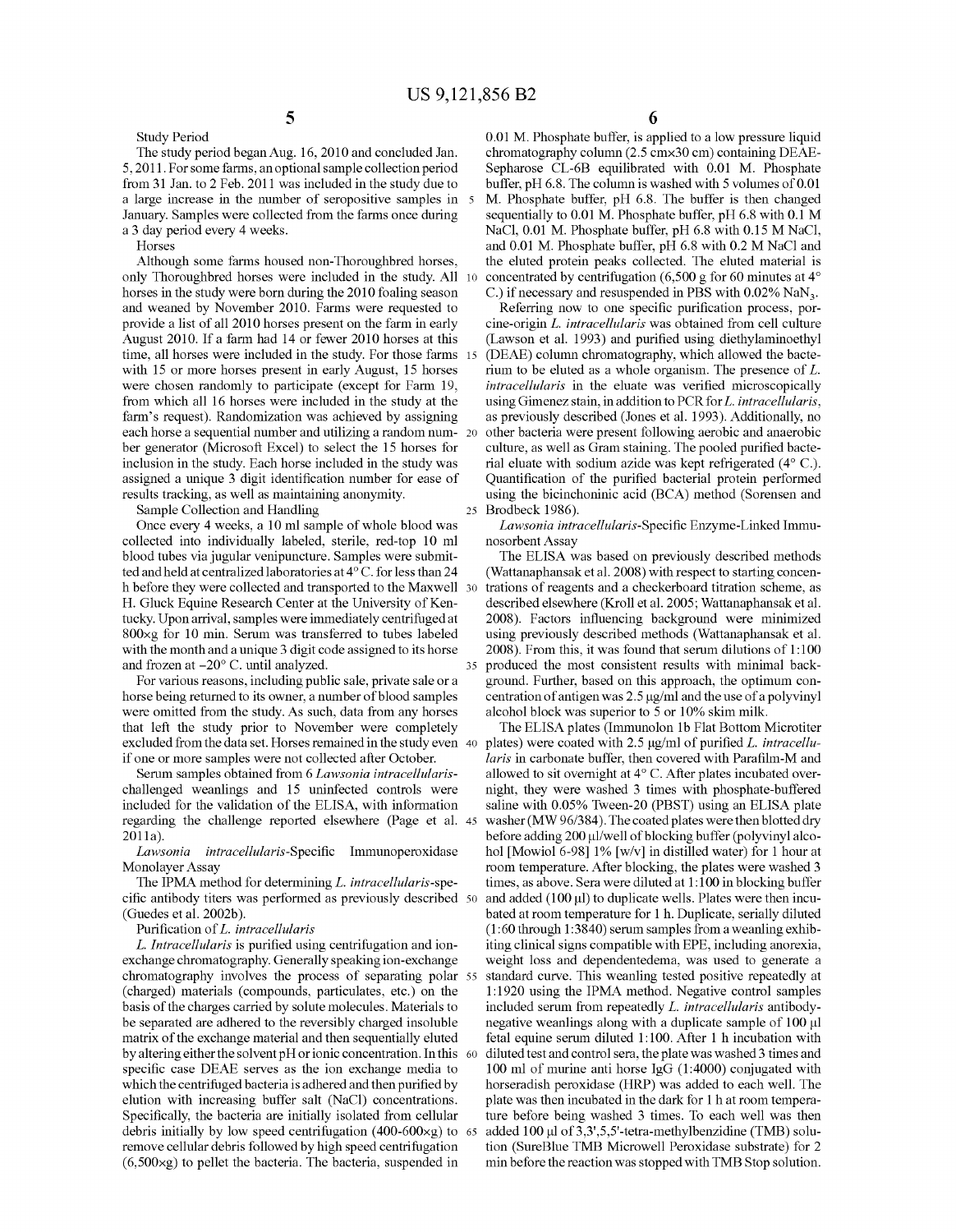Study Period

The study period began Aug. 16, 2010 and concluded Jan. 5, 2011. For some farms, an optional sample collection period from 31 Jan. to 2 Feb. 2011 was included in the study due to a large increase in the number of seropositive samples in January. Samples were collected from the farms once during a 3 day period every 4 weeks.

Horses

Although some farms housed non-Thoroughbred horses, only Thoroughbred horses were included in the study. All horses in the study were born during the 2010 foaling season and weaned by November 2010. Farms were requested to provide a list of all 2010 horses present on the farm in early August 2010. If a farm had 14 or fewer 2010 horses at this time, all horses were included in the study. For those farms with 15 or more horses present in early August, 15 horses were chosen randomly to participate (except for Farm 19, from which all 16 horses were included in the study at the farm's request). Randomization was achieved by assigning each horse a sequential number and utilizing a random number generator (Microsoft Excel) to select the 15 horses for inclusion in the study. Each horse included in the study was assigned a unique 3 digit identification number for ease of results tracking, as well as maintaining anonymity.

Sample Collection and Handling

Once every 4 weeks, a 10 ml sample of whole blood was collected into individually labeled, sterile, red-top 10 ml blood tubes via jugular venipuncture. Samples were submitted and held at centralized laboratories at 4° C. for less than 24 h before they were collected and transported to the Maxwell H. Gluck Equine Research Center at the University of Kentucky. Upon arrival, samples were immediately centrifuged at 800×g for 10 min. Serum was transferred to tubes labeled with the month and a unique 3 digit code assigned to its horse and frozen at −20° C. until analyzed.

For various reasons, including public sale, private sale or a horse being returned to its owner, a number of blood samples were omitted from the study. As such, data from any horses that left the study prior to November were completely excluded from the data set. Horses remained in the study even if one or more samples were not collected after October.

Serum samples obtained from 6 *Lawsonia intracellularis*-challenged weanlings and 15 uninfected controls were included for the validation of the ELISA, with information regarding the challenge reported elsewhere (Page et al. 2011a).

*Lawsonia intracellularis*-Specific Immunoperoxidase Monolayer Assay

The IPMA method for determining *L. intracellularis*-specific antibody titers was performed as previously described (Guedes et al. 2002b).

Purification of *L. intracellularis*

*L. Intracellularis* is purified using centrifugation and ion-exchange chromatography. Generally speaking ion-exchange chromatography involves the process of separating polar (charged) materials (compounds, particulates, etc.) on the basis of the charges carried by solute molecules. Materials to be separated are adhered to the reversibly charged insoluble matrix of the exchange material and then sequentially eluted by altering either the solvent pH or ionic concentration. In this specific case DEAE serves as the ion exchange media to which the centrifuged bacteria is adhered and then purified by elution with increasing buffer salt (NaCl) concentrations. Specifically, the bacteria are initially isolated from cellular debris initially by low speed centrifugation (400-600×g) to remove cellular debris followed by high speed centrifugation (6,500×g) to pellet the bacteria. The bacteria, suspended in 0.01 M. Phosphate buffer, is applied to a low pressure liquid chromatography column (2.5 cm×30 cm) containing DEAE-Sepharose CL-6B equilibrated with 0.01 M. Phosphate buffer, pH 6.8. The column is washed with 5 volumes of 0.01 M. Phosphate buffer, pH 6.8. The buffer is then changed sequentially to 0.01 M. Phosphate buffer, pH 6.8 with 0.1 M NaCl, 0.01 M. Phosphate buffer, pH 6.8 with 0.15 M NaCl, and 0.01 M. Phosphate buffer, pH 6.8 with 0.2 M NaCl and the eluted protein peaks collected. The eluted material is concentrated by centrifugation (6,500 g for 60 minutes at 4° C.) if necessary and resuspended in PBS with 0.02% $NaN_3$.

Referring now to one specific purification process, porcine-origin *L. intracellularis* was obtained from cell culture (Lawson et al. 1993) and purified using diethylaminoethyl (DEAE) column chromatography, which allowed the bacterium to be eluted as a whole organism. The presence of *L. intracellularis* in the eluate was verified microscopically using Gimenez stain, in addition to PCR for *L. intracellularis*, as previously described (Jones et al. 1993). Additionally, no other bacteria were present following aerobic and anaerobic culture, as well as Gram staining. The pooled purified bacterial eluate with sodium azide was kept refrigerated (4° C.). Quantification of the purified bacterial protein performed using the bicinchoninic acid (BCA) method (Sorensen and Brodbeck 1986).

*Lawsonia intracellularis*-Specific Enzyme-Linked Immunosorbent Assay

The ELISA was based on previously described methods (Wattanaphansak et al. 2008) with respect to starting concentrations of reagents and a checkerboard titration scheme, as described elsewhere (Kroll et al. 2005; Wattanaphansak et al. 2008). Factors influencing background were minimized using previously described methods (Wattanaphansak et al. 2008). From this, it was found that serum dilutions of 1:100 produced the most consistent results with minimal background. Further, based on this approach, the optimum concentration of antigen was 2.5 μg/ml and the use of a polyvinyl alcohol block was superior to 5 or 10% skim milk.

The ELISA plates (Immunolon 1b Flat Bottom Microtiter plates) were coated with 2.5 μg/ml of purified *L. intracellularis* in carbonate buffer, then covered with Parafilm-M and allowed to sit overnight at 4° C. After plates incubated overnight, they were washed 3 times with phosphate-buffered saline with 0.05% Tween-20 (PBST) using an ELISA plate washer (MW 96/384). The coated plates were then blotted dry before adding 200 μl/well of blocking buffer (polyvinyl alcohol [Mowiol 6-98] 1% [w/v] in distilled water) for 1 hour at room temperature. After blocking, the plates were washed 3 times, as above. Sera were diluted at 1:100 in blocking buffer and added (100 μl) to duplicate wells. Plates were then incubated at room temperature for 1 h. Duplicate, serially diluted (1:60 through 1:3840) serum samples from a weanling exhibiting clinical signs compatible with EPE, including anorexia, weight loss and dependentedema, was used to generate a standard curve. This weanling tested positive repeatedly at 1:1920 using the IPMA method. Negative control samples included serum from repeatedly *L. intracellularis* antibody-negative weanlings along with a duplicate sample of 100 μl fetal equine serum diluted 1:100. After 1 h incubation with diluted test and control sera, the plate was washed 3 times and 100 ml of murine anti horse IgG (1:4000) conjugated with horseradish peroxidase (HRP) was added to each well. The plate was then incubated in the dark for 1 h at room temperature before being washed 3 times. To each well was then added 100 μl of 3,3',5,5'-tetra-methylbenzidine (TMB) solution (SureBlue TMB Microwell Peroxidase substrate) for 2 min before the reaction was stopped with TMB Stop solution.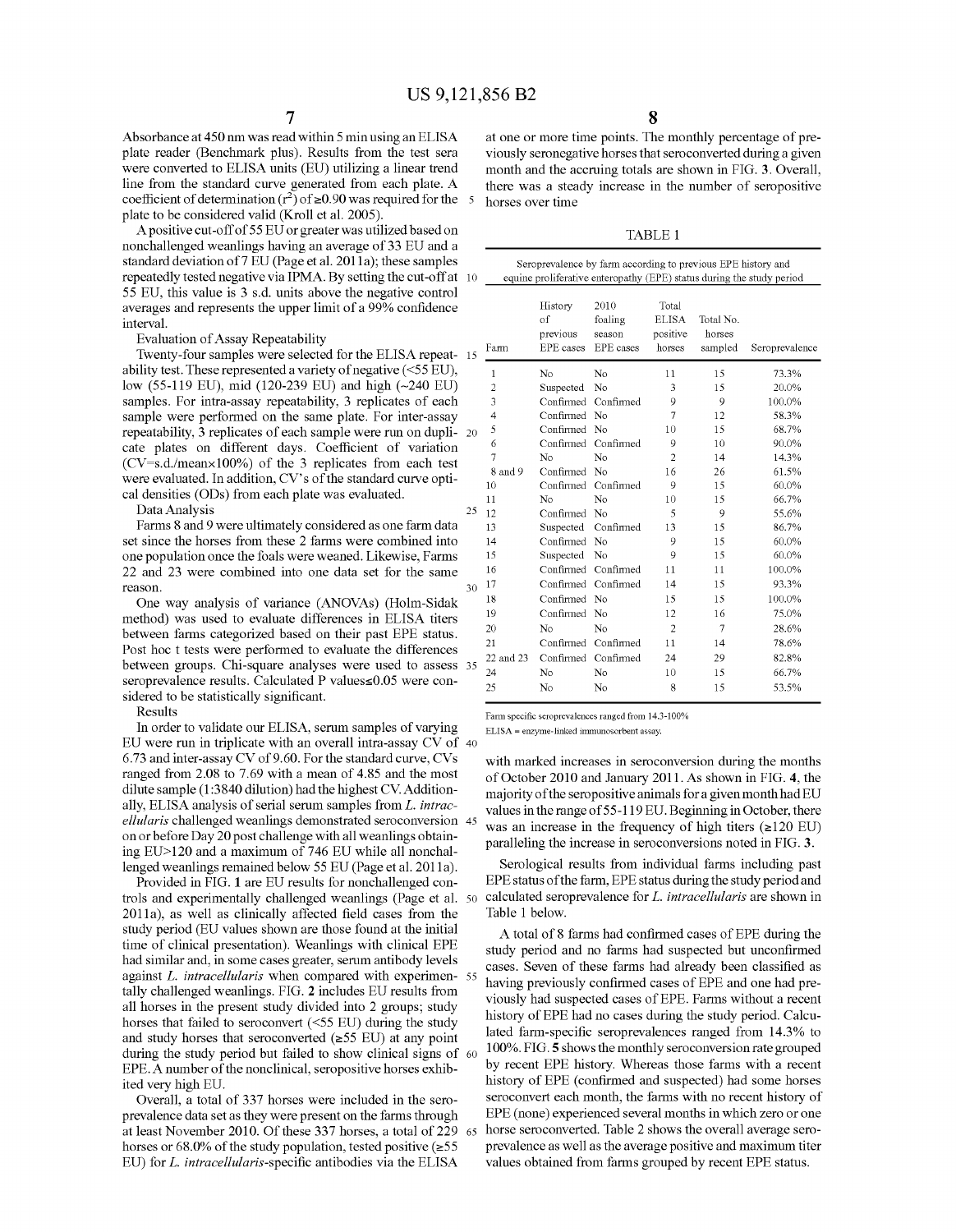Absorbance at 450 nm was read within 5 min using an ELISA plate reader (Benchmark plus). Results from the test sera were converted to ELISA units (EU) utilizing a linear trend line from the standard curve generated from each plate. A coefficient of determination ($r^2$) of ≥0.90 was required for the plate to be considered valid (Kroll et al. 2005).

A positive cut-off of 55 EU or greater was utilized based on nonchallenged weanlings having an average of 33 EU and a standard deviation of 7 EU (Page et al. 2011a); these samples repeatedly tested negative via IPMA. By setting the cut-off at 55 EU, this value is 3 s.d. units above the negative control averages and represents the upper limit of a 99% confidence interval.

Evaluation of Assay Repeatability

Twenty-four samples were selected for the ELISA repeatability test. These represented a variety of negative (<55 EU), low (55-119 EU), mid (120-239 EU) and high (~240 EU) samples. For intra-assay repeatability, 3 replicates of each sample were performed on the same plate. For inter-assay repeatability, 3 replicates of each sample were run on duplicate plates on different days. Coefficient of variation (CV=s.d./mean×100%) of the 3 replicates from each test were evaluated. In addition, CV's of the standard curve optical densities (ODs) from each plate was evaluated.

Data Analysis

Farms 8 and 9 were ultimately considered as one farm data set since the horses from these 2 farms were combined into one population once the foals were weaned. Likewise, Farms 22 and 23 were combined into one data set for the same reason.

One way analysis of variance (ANOVAs) (Holm-Sidak method) was used to evaluate differences in ELISA titers between farms categorized based on their past EPE status. Post hoc t tests were performed to evaluate the differences between groups. Chi-square analyses were used to assess seroprevalence results. Calculated P values≤0.05 were considered to be statistically significant.

Results

In order to validate our ELISA, serum samples of varying EU were run in triplicate with an overall intra-assay CV of 6.73 and inter-assay CV of 9.60. For the standard curve, CVs ranged from 2.08 to 7.69 with a mean of 4.85 and the most dilute sample (1:3840 dilution) had the highest CV. Additionally, ELISA analysis of serial serum samples from *L. intracellularis* challenged weanlings demonstrated seroconversion on or before Day 20 post challenge with all weanlings obtaining EU>120 and a maximum of 746 EU while all nonchallenged weanlings remained below 55 EU (Page et al. 2011a).

Provided in FIG. 1 are EU results for nonchallenged controls and experimentally challenged weanlings (Page et al. 2011a), as well as clinically affected field cases from the study period (EU values shown are those found at the initial time of clinical presentation). Weanlings with clinical EPE had similar and, in some cases greater, serum antibody levels against *L. intracellularis* when compared with experimentally challenged weanlings. FIG. 2 includes EU results from all horses in the present study divided into 2 groups; study horses that failed to seroconvert (<55 EU) during the study and study horses that seroconverted (≥55 EU) at any point during the study period but failed to show clinical signs of EPE. A number of the nonclinical, seropositive horses exhibited very high EU.

Overall, a total of 337 horses were included in the seroprevalence data set as they were present on the farms through at least November 2010. Of these 337 horses, a total of 229 horses or 68.0% of the study population, tested positive (≥55 EU) for *L. intracellularis*-specific antibodies via the ELISA at one or more time points. The monthly percentage of previously seronegative horses that seroconverted during a given month and the accruing totals are shown in FIG. 3. Overall, there was a steady increase in the number of seropositive horses over time

TABLE 1

Seroprevalence by farm according to previous EPE history and equine proliferative enteropathy (EPE) status during the study period

| Farm | History of previous EPE cases | 2010 foaling season EPE cases | Total ELISA positive horses | Total No. horses sampled | Seroprevalence |
|---|---|---|---|---|---|
| 1 | No | No | 11 | 15 | 73.3% |
| 2 | Suspected | No | 3 | 15 | 20.0% |
| 3 | Confirmed | Confirmed | 9 | 9 | 100.0% |
| 4 | Confirmed | No | 7 | 12 | 58.3% |
| 5 | Confirmed | No | 10 | 15 | 68.7% |
| 6 | Confirmed | Confirmed | 9 | 10 | 90.0% |
| 7 | No | No | 2 | 14 | 14.3% |
| 8 and 9 | Confirmed | No | 16 | 26 | 61.5% |
| 10 | Confirmed | Confirmed | 9 | 15 | 60.0% |
| 11 | No | No | 10 | 15 | 66.7% |
| 12 | Confirmed | No | 5 | 9 | 55.6% |
| 13 | Suspected | Confirmed | 13 | 15 | 86.7% |
| 14 | Confirmed | No | 9 | 15 | 60.0% |
| 15 | Suspected | No | 9 | 15 | 60.0% |
| 16 | Confirmed | Confirmed | 11 | 11 | 100.0% |
| 17 | Confirmed | Confirmed | 14 | 15 | 93.3% |
| 18 | Confirmed | No | 15 | 15 | 100.0% |
| 19 | Confirmed | No | 12 | 16 | 75.0% |
| 20 | No | No | 2 | 7 | 28.6% |
| 21 | Confirmed | Confirmed | 11 | 14 | 78.6% |
| 22 and 23 | Confirmed | Confirmed | 24 | 29 | 82.8% |
| 24 | No | No | 10 | 15 | 66.7% |
| 25 | No | No | 8 | 15 | 53.5% |

Farm specific seroprevalences ranged from 14.3-100%

ELISA = enzyme-linked immunosorbent assay.

with marked increases in seroconversion during the months of October 2010 and January 2011. As shown in FIG. 4, the majority of the seropositive animals for a given month had EU values in the range of 55-119 EU. Beginning in October, there was an increase in the frequency of high titers (≥120 EU) paralleling the increase in seroconversions noted in FIG. 3.

Serological results from individual farms including past EPE status of the farm, EPE status during the study period and calculated seroprevalence for *L. intracellularis* are shown in Table 1 below.

A total of 8 farms had confirmed cases of EPE during the study period and no farms had suspected but unconfirmed cases. Seven of these farms had already been classified as having previously confirmed cases of EPE and one had previously had suspected cases of EPE. Farms without a recent history of EPE had no cases during the study period. Calculated farm-specific seroprevalences ranged from 14.3% to 100%. FIG. 5 shows the monthly seroconversion rate grouped by recent EPE history. Whereas those farms with a recent history of EPE (confirmed and suspected) had some horses seroconvert each month, the farms with no recent history of EPE (none) experienced several months in which zero or one horse seroconverted. Table 2 shows the overall average seroprevalence as well as the average positive and maximum titer values obtained from farms grouped by recent EPE status.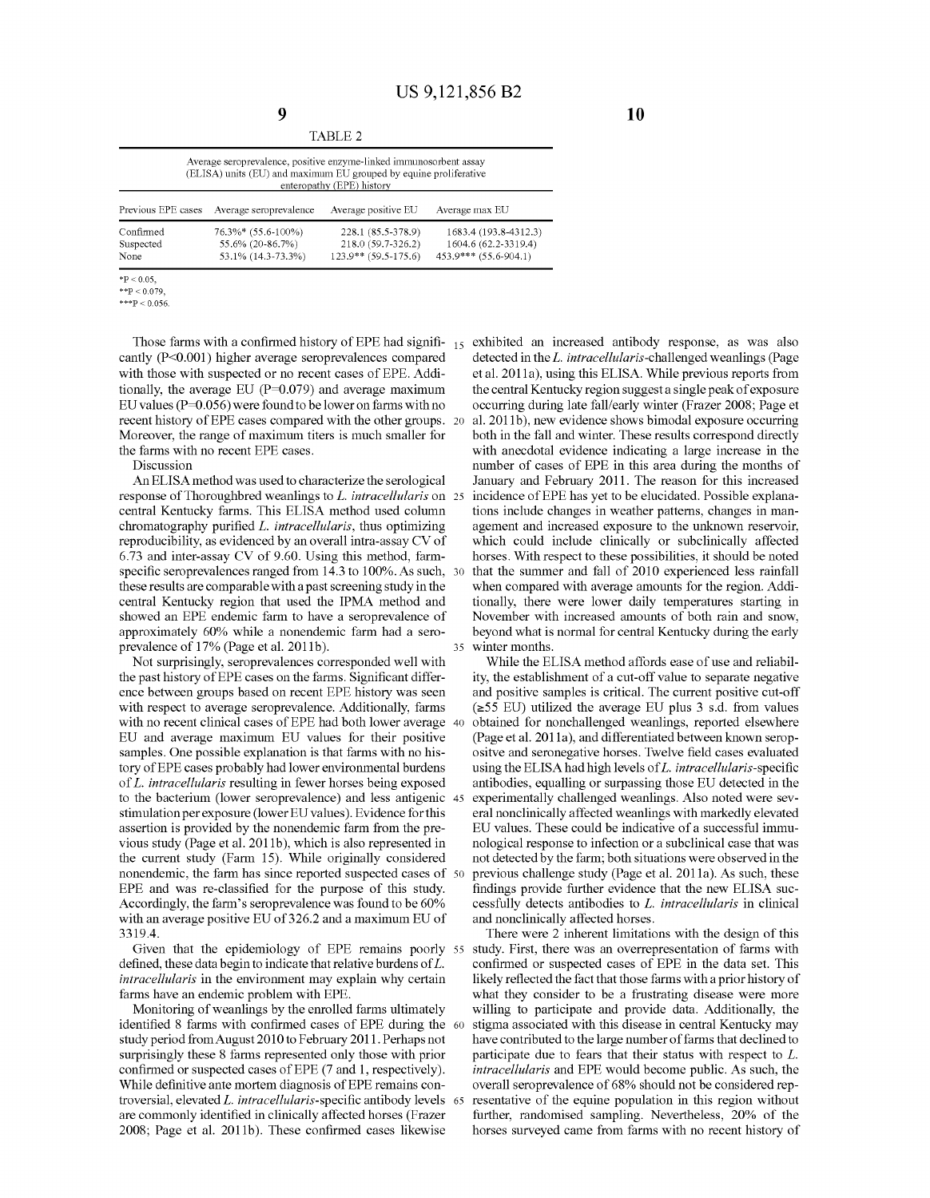TABLE 2

Average seroprevalence, positive enzyme-linked immunosorbent assay (ELISA) units (EU) and maximum EU grouped by equine proliferative enteropathy (EPE) history

| Previous EPE cases | Average seroprevalence | Average positive EU | Average max EU |
|---|---|---|---|
| Confirmed | 76.3%* (55.6-100%) | 228.1 (85.5-378.9) | 1683.4 (193.8-4312.3) |
| Suspected | 55.6% (20-86.7%) | 218.0 (59.7-326.2) | 1604.6 (62.2-3319.4) |
| None | 53.1% (14.3-73.3%) | 123.9** (59.5-175.6) | 453.9*** (55.6-904.1) |

*P < 0.05,
**P < 0.079,
***P < 0.056.

Those farms with a confirmed history of EPE had significantly (P<0.001) higher average seroprevalences compared with those with suspected or no recent cases of EPE. Additionally, the average EU (P=0.079) and average maximum EU values (P=0.056) were found to be lower on farms with no recent history of EPE cases compared with the other groups. Moreover, the range of maximum titers is much smaller for the farms with no recent EPE cases.

Discussion

An ELISA method was used to characterize the serological response of Thoroughbred weanlings to *L. intracellularis* on central Kentucky farms. This ELISA method used column chromatography purified *L. intracellularis*, thus optimizing reproducibility, as evidenced by an overall intra-assay CV of 6.73 and inter-assay CV of 9.60. Using this method, farm-specific seroprevalences ranged from 14.3 to 100%. As such, these results are comparable with a past screening study in the central Kentucky region that used the IPMA method and showed an EPE endemic farm to have a seroprevalence of approximately 60% while a nonendemic farm had a seroprevalence of 17% (Page et al. 2011b).

Not surprisingly, seroprevalences corresponded well with the past history of EPE cases on the farms. Significant difference between groups based on recent EPE history was seen with respect to average seroprevalence. Additionally, farms with no recent clinical cases of EPE had both lower average EU and average maximum EU values for their positive samples. One possible explanation is that farms with no history of EPE cases probably had lower environmental burdens of *L. intracellularis* resulting in fewer horses being exposed to the bacterium (lower seroprevalence) and less antigenic stimulation per exposure (lower EU values). Evidence for this assertion is provided by the nonendemic farm from the previous study (Page et al. 2011b), which is also represented in the current study (Farm 15). While originally considered nonendemic, the farm has since reported suspected cases of EPE and was re-classified for the purpose of this study. Accordingly, the farm's seroprevalence was found to be 60% with an average positive EU of 326.2 and a maximum EU of 3319.4.

Given that the epidemiology of EPE remains poorly defined, these data begin to indicate that relative burdens of *L. intracellularis* in the environment may explain why certain farms have an endemic problem with EPE.

Monitoring of weanlings by the enrolled farms ultimately identified 8 farms with confirmed cases of EPE during the study period from August 2010 to February 2011. Perhaps not surprisingly these 8 farms represented only those with prior confirmed or suspected cases of EPE (7 and 1, respectively). While definitive ante mortem diagnosis of EPE remains controversial, elevated *L. intracellularis*-specific antibody levels are commonly identified in clinically affected horses (Frazer 2008; Page et al. 2011b). These confirmed cases likewise exhibited an increased antibody response, as was also detected in the *L. intracellularis*-challenged weanlings (Page et al. 2011a), using this ELISA. While previous reports from the central Kentucky region suggest a single peak of exposure occurring during late fall/early winter (Frazer 2008; Page et al. 2011b), new evidence shows bimodal exposure occurring both in the fall and winter. These results correspond directly with anecdotal evidence indicating a large increase in the number of cases of EPE in this area during the months of January and February 2011. The reason for this increased incidence of EPE has yet to be elucidated. Possible explanations include changes in weather patterns, changes in management and increased exposure to the unknown reservoir, which could include clinically or subclinically affected horses. With respect to these possibilities, it should be noted that the summer and fall of 2010 experienced less rainfall when compared with average amounts for the region. Additionally, there were lower daily temperatures starting in November with increased amounts of both rain and snow, beyond what is normal for central Kentucky during the early winter months.

While the ELISA method affords ease of use and reliability, the establishment of a cut-off value to separate negative and positive samples is critical. The current positive cut-off (≥55 EU) utilized the average EU plus 3 s.d. from values obtained for nonchallenged weanlings, reported elsewhere (Page et al. 2011a), and differentiated between known seropositve and seronegative horses. Twelve field cases evaluated using the ELISA had high levels of *L. intracellularis*-specific antibodies, equalling or surpassing those EU detected in the experimentally challenged weanlings. Also noted were several nonclinically affected weanlings with markedly elevated EU values. These could be indicative of a successful immunological response to infection or a subclinical case that was not detected by the farm; both situations were observed in the previous challenge study (Page et al. 2011a). As such, these findings provide further evidence that the new ELISA successfully detects antibodies to *L. intracellularis* in clinical and nonclinically affected horses.

There were 2 inherent limitations with the design of this study. First, there was an overrepresentation of farms with confirmed or suspected cases of EPE in the data set. This likely reflected the fact that those farms with a prior history of what they consider to be a frustrating disease were more willing to participate and provide data. Additionally, the stigma associated with this disease in central Kentucky may have contributed to the large number of farms that declined to participate due to fears that their status with respect to *L. intracellularis* and EPE would become public. As such, the overall seroprevalence of 68% should not be considered representative of the equine population in this region without further, randomised sampling. Nevertheless, 20% of the horses surveyed came from farms with no recent history of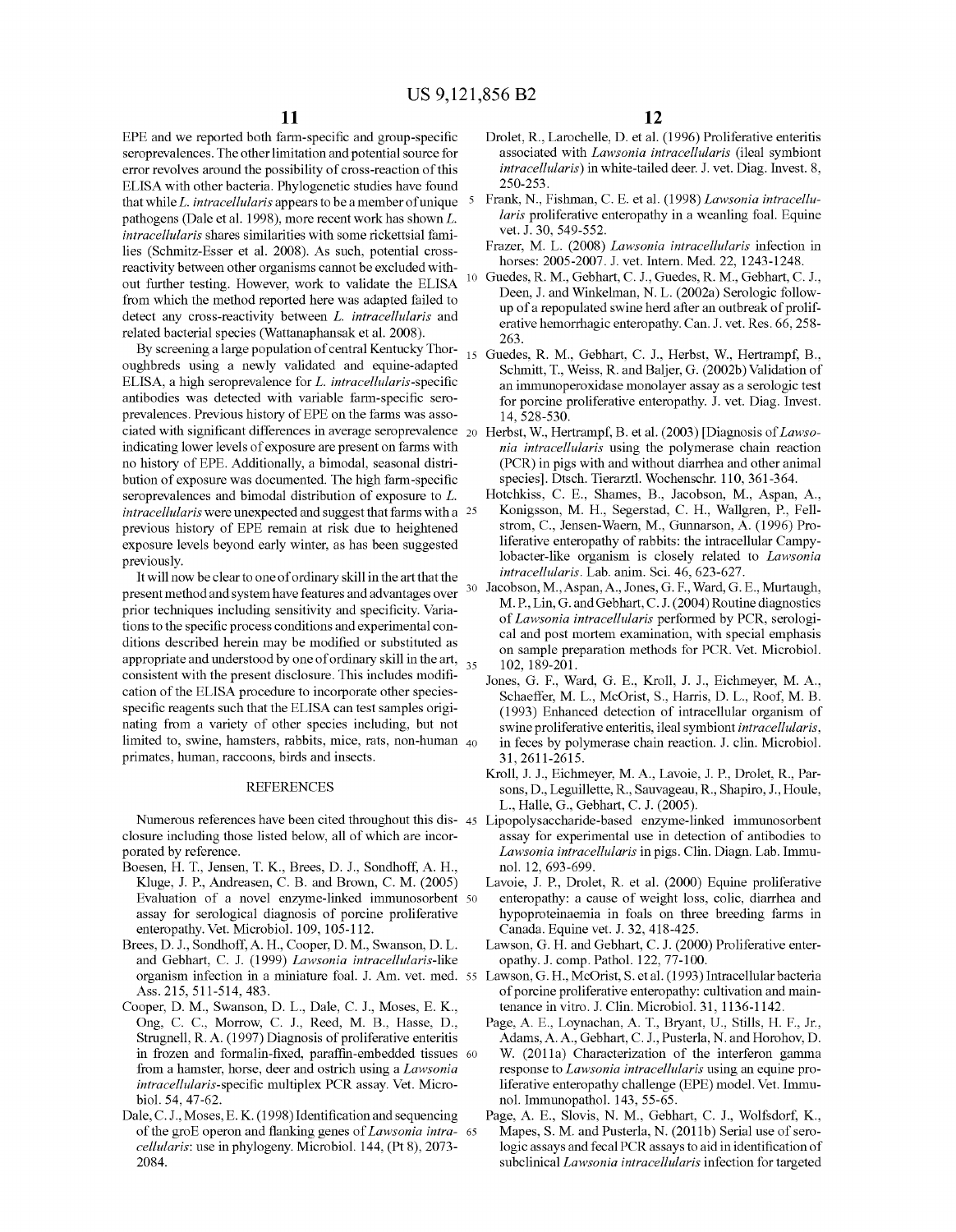EPE and we reported both farm-specific and group-specific seroprevalences. The other limitation and potential source for error revolves around the possibility of cross-reaction of this ELISA with other bacteria. Phylogenetic studies have found that while *L. intracellularis* appears to be a member of unique pathogens (Dale et al. 1998), more recent work has shown *L. intracellularis* shares similarities with some rickettsial families (Schmitz-Esser et al. 2008). As such, potential cross-reactivity between other organisms cannot be excluded without further testing. However, work to validate the ELISA from which the method reported here was adapted failed to detect any cross-reactivity between *L. intracellularis* and related bacterial species (Wattanaphansak et al. 2008).

By screening a large population of central Kentucky Thoroughbreds using a newly validated and equine-adapted ELISA, a high seroprevalence for *L. intracellularis*-specific antibodies was detected with variable farm-specific seroprevalences. Previous history of EPE on the farms was associated with significant differences in average seroprevalence indicating lower levels of exposure are present on farms with no history of EPE. Additionally, a bimodal, seasonal distribution of exposure was documented. The high farm-specific seroprevalences and bimodal distribution of exposure to *L. intracellularis* were unexpected and suggest that farms with a previous history of EPE remain at risk due to heightened exposure levels beyond early winter, as has been suggested previously.

It will now be clear to one of ordinary skill in the art that the present method and system have features and advantages over prior techniques including sensitivity and specificity. Variations to the specific process conditions and experimental conditions described herein may be modified or substituted as appropriate and understood by one of ordinary skill in the art, consistent with the present disclosure. This includes modification of the ELISA procedure to incorporate other species-specific reagents such that the ELISA can test samples originating from a variety of other species including, but not limited to, swine, hamsters, rabbits, mice, rats, non-human primates, human, raccoons, birds and insects.

## REFERENCES

Numerous references have been cited throughout this disclosure including those listed below, all of which are incorporated by reference.

Boesen, H. T., Jensen, T. K., Brees, D. J., Sondhoff, A. H., Kluge, J. P., Andreasen, C. B. and Brown, C. M. (2005) Evaluation of a novel enzyme-linked immunosorbent assay for serological diagnosis of porcine proliferative enteropathy. Vet. Microbiol. 109, 105-112.

Brees, D. J., Sondhoff, A. H., Cooper, D. M., Swanson, D. L. and Gebhart, C. J. (1999) *Lawsonia intracellularis*-like organism infection in a miniature foal. J. Am. vet. med. Ass. 215, 511-514, 483.

Cooper, D. M., Swanson, D. L., Dale, C. J., Moses, E. K., Ong, C. C., Morrow, C. J., Reed, M. B., Hasse, D., Strugnell, R. A. (1997) Diagnosis of proliferative enteritis in frozen and formalin-fixed, paraffin-embedded tissues from a hamster, horse, deer and ostrich using a *Lawsonia intracellularis*-specific multiplex PCR assay. Vet. Microbiol. 54, 47-62.

Dale, C. J., Moses, E. K. (1998) Identification and sequencing of the groE operon and flanking genes of *Lawsonia intracellularis*: use in phylogeny. Microbiol. 144, (Pt 8), 2073-2084.

Drolet, R., Larochelle, D. et al. (1996) Proliferative enteritis associated with *Lawsonia intracellularis* (ileal symbiont *intracellularis*) in white-tailed deer. J. vet. Diag. Invest. 8, 250-253.

Frank, N., Fishman, C. E. et al. (1998) *Lawsonia intracellularis* proliferative enteropathy in a weanling foal. Equine vet. J. 30, 549-552.

Frazer, M. L. (2008) *Lawsonia intracellularis* infection in horses: 2005-2007. J. vet. Intern. Med. 22, 1243-1248.

Guedes, R. M., Gebhart, C. J., Guedes, R. M., Gebhart, C. J., Deen, J. and Winkelman, N. L. (2002a) Serologic follow-up of a repopulated swine herd after an outbreak of proliferative hemorrhagic enteropathy. Can. J. vet. Res. 66, 258-263.

Guedes, R. M., Gebhart, C. J., Herbst, W., Hertrampf, B., Schmitt, T., Weiss, R. and Baljer, G. (2002b) Validation of an immunoperoxidase monolayer assay as a serologic test for porcine proliferative enteropathy. J. vet. Diag. Invest. 14, 528-530.

Herbst, W., Hertrampf, B. et al. (2003) [Diagnosis of *Lawsonia intracellularis* using the polymerase chain reaction (PCR) in pigs with and without diarrhea and other animal species]. Dtsch. Tierarztl. Wochenschr. 110, 361-364.

Hotchkiss, C. E., Shames, B., Jacobson, M., Aspan, A., Konigsson, M. H., Segerstad, C. H., Wallgren, P., Fellstrom, C., Jensen-Waern, M., Gunnarson, A. (1996) Proliferative enteropathy of rabbits: the intracellular Campylobacter-like organism is closely related to *Lawsonia intracellularis*. Lab. anim. Sci. 46, 623-627.

Jacobson, M., Aspan, A., Jones, G. F., Ward, G. E., Murtaugh, M. P., Lin, G. and Gebhart, C. J. (2004) Routine diagnostics of *Lawsonia intracellularis* performed by PCR, serological and post mortem examination, with special emphasis on sample preparation methods for PCR. Vet. Microbiol. 102, 189-201.

Jones, G. F., Ward, G. E., Kroll, J. J., Eichmeyer, M. A., Schaeffer, M. L., McOrist, S., Harris, D. L., Roof, M. B. (1993) Enhanced detection of intracellular organism of swine proliferative enteritis, ileal symbiont *intracellularis*, in feces by polymerase chain reaction. J. clin. Microbiol. 31, 2611-2615.

Kroll, J. J., Eichmeyer, M. A., Lavoie, J. P., Drolet, R., Parsons, D., Leguillette, R., Sauvageau, R., Shapiro, J., Houle, L., Halle, G., Gebhart, C. J. (2005).

Lipopolysaccharide-based enzyme-linked immunosorbent assay for experimental use in detection of antibodies to *Lawsonia intracellularis* in pigs. Clin. Diagn. Lab. Immunol. 12, 693-699.

Lavoie, J. P., Drolet, R. et al. (2000) Equine proliferative enteropathy: a cause of weight loss, colic, diarrhea and hypoproteinaemia in foals on three breeding farms in Canada. Equine vet. J. 32, 418-425.

Lawson, G. H. and Gebhart, C. J. (2000) Proliferative enteropathy. J. comp. Pathol. 122, 77-100.

Lawson, G. H., McOrist, S. et al. (1993) Intracellular bacteria of porcine proliferative enteropathy: cultivation and maintenance in vitro. J. Clin. Microbiol. 31, 1136-1142.

Page, A. E., Loynachan, A. T., Bryant, U., Stills, H. F., Jr., Adams, A. A., Gebhart, C. J., Pusterla, N. and Horohov, D. W. (2011a) Characterization of the interferon gamma response to *Lawsonia intracellularis* using an equine proliferative enteropathy challenge (EPE) model. Vet. Immunol. Immunopathol. 143, 55-65.

Page, A. E., Slovis, N. M., Gebhart, C. J., Wolfsdorf, K., Mapes, S. M. and Pusterla, N. (2011b) Serial use of serologic assays and fecal PCR assays to aid in identification of subclinical *Lawsonia intracellularis* infection for targeted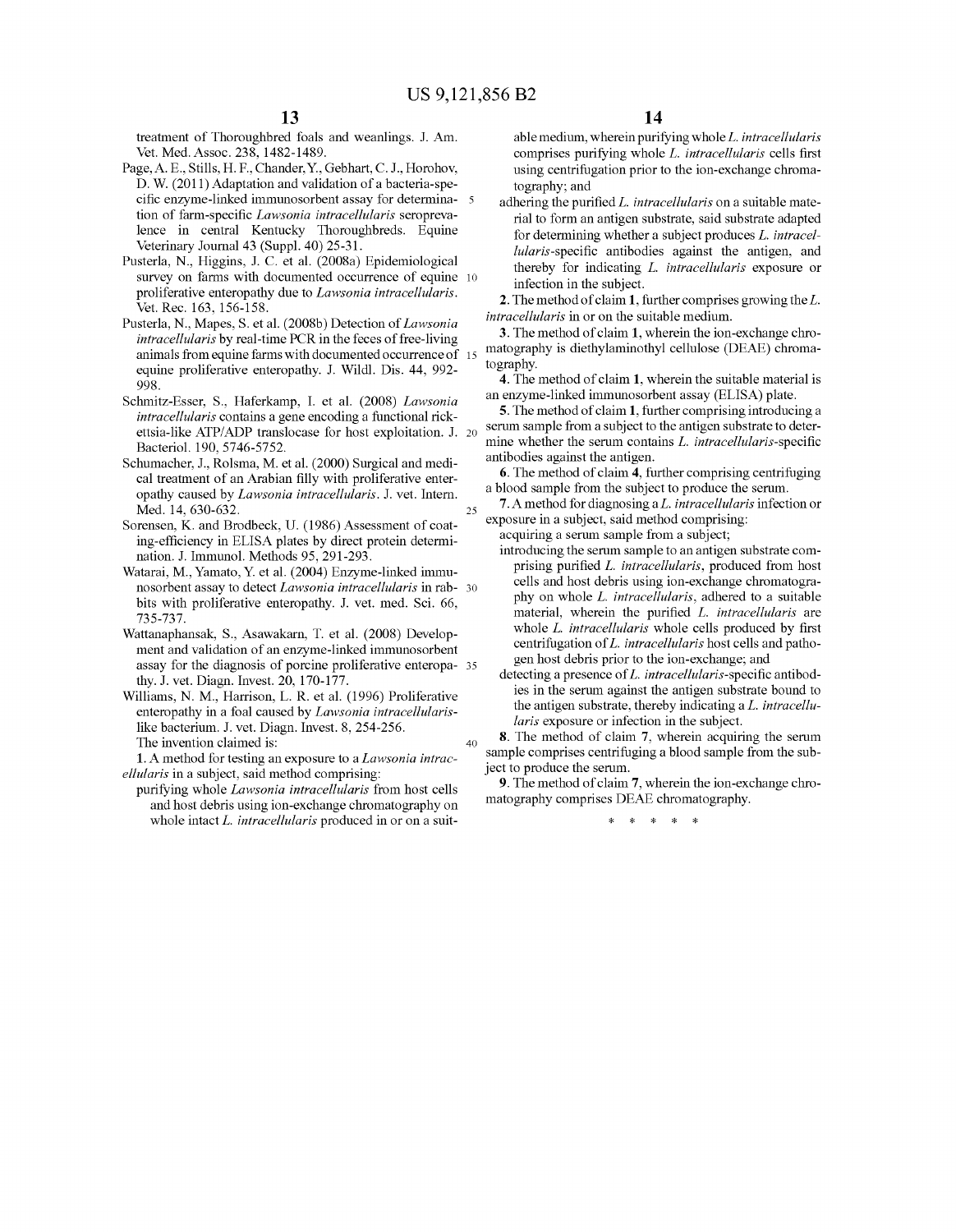treatment of Thoroughbred foals and weanlings. J. Am. Vet. Med. Assoc. 238, 1482-1489.

Page, A. E., Stills, H. F., Chander, Y., Gebhart, C. J., Horohov, D. W. (2011) Adaptation and validation of a bacteria-specific enzyme-linked immunosorbent assay for determination of farm-specific *Lawsonia intracellularis* seroprevalence in central Kentucky Thoroughbreds. Equine Veterinary Journal 43 (Suppl. 40) 25-31.

Pusterla, N., Higgins, J. C. et al. (2008a) Epidemiological survey on farms with documented occurrence of equine proliferative enteropathy due to *Lawsonia intracellularis*. Vet. Rec. 163, 156-158.

Pusterla, N., Mapes, S. et al. (2008b) Detection of *Lawsonia intracellularis* by real-time PCR in the feces of free-living animals from equine farms with documented occurrence of equine proliferative enteropathy. J. Wildl. Dis. 44, 992-998.

Schmitz-Esser, S., Haferkamp, I. et al. (2008) *Lawsonia intracellularis* contains a gene encoding a functional rickettsia-like ATP/ADP translocase for host exploitation. J. Bacteriol. 190, 5746-5752.

Schumacher, J., Rolsma, M. et al. (2000) Surgical and medical treatment of an Arabian filly with proliferative enteropathy caused by *Lawsonia intracellularis*. J. vet. Intern. Med. 14, 630-632.

Sorensen, K. and Brodbeck, U. (1986) Assessment of coating-efficiency in ELISA plates by direct protein determination. J. Immunol. Methods 95, 291-293.

Watarai, M., Yamato, Y. et al. (2004) Enzyme-linked immunosorbent assay to detect *Lawsonia intracellularis* in rabbits with proliferative enteropathy. J. vet. med. Sci. 66, 735-737.

Wattanaphansak, S., Asawakarn, T. et al. (2008) Development and validation of an enzyme-linked immunosorbent assay for the diagnosis of porcine proliferative enteropathy. J. vet. Diagn. Invest. 20, 170-177.

Williams, N. M., Harrison, L. R. et al. (1996) Proliferative enteropathy in a foal caused by *Lawsonia intracellularis*-like bacterium. J. vet. Diagn. Invest. 8, 254-256.

The invention claimed is:

**1**. A method for testing an exposure to a *Lawsonia intracellularis* in a subject, said method comprising:

purifying whole *Lawsonia intracellularis* from host cells and host debris using ion-exchange chromatography on whole intact *L. intracellularis* produced in or on a suitable medium, wherein purifying whole *L. intracellularis* comprises purifying whole *L. intracellularis* cells first using centrifugation prior to the ion-exchange chromatography; and

adhering the purified *L. intracellularis* on a suitable material to form an antigen substrate, said substrate adapted for determining whether a subject produces *L. intracellularis*-specific antibodies against the antigen, and thereby for indicating *L. intracellularis* exposure or infection in the subject.

**2**. The method of claim **1**, further comprises growing the *L. intracellularis* in or on the suitable medium.

**3**. The method of claim **1**, wherein the ion-exchange chromatography is diethylaminothyl cellulose (DEAE) chromatography.

**4**. The method of claim **1**, wherein the suitable material is an enzyme-linked immunosorbent assay (ELISA) plate.

**5**. The method of claim **1**, further comprising introducing a serum sample from a subject to the antigen substrate to determine whether the serum contains *L. intracellularis*-specific antibodies against the antigen.

**6**. The method of claim **4**, further comprising centrifuging a blood sample from the subject to produce the serum.

**7**. A method for diagnosing a *L. intracellularis* infection or exposure in a subject, said method comprising:

acquiring a serum sample from a subject;

introducing the serum sample to an antigen substrate comprising purified *L. intracellularis*, produced from host cells and host debris using ion-exchange chromatography on whole *L. intracellularis*, adhered to a suitable material, wherein the purified *L. intracellularis* are whole *L. intracellularis* whole cells produced by first centrifugation of *L. intracellularis* host cells and pathogen host debris prior to the ion-exchange; and

detecting a presence of *L. intracellularis*-specific antibodies in the serum against the antigen substrate bound to the antigen substrate, thereby indicating a *L. intracellularis* exposure or infection in the subject.

**8**. The method of claim **7**, wherein acquiring the serum sample comprises centrifuging a blood sample from the subject to produce the serum.

**9**. The method of claim **7**, wherein the ion-exchange chromatography comprises DEAE chromatography.

\* \* \* \* \*